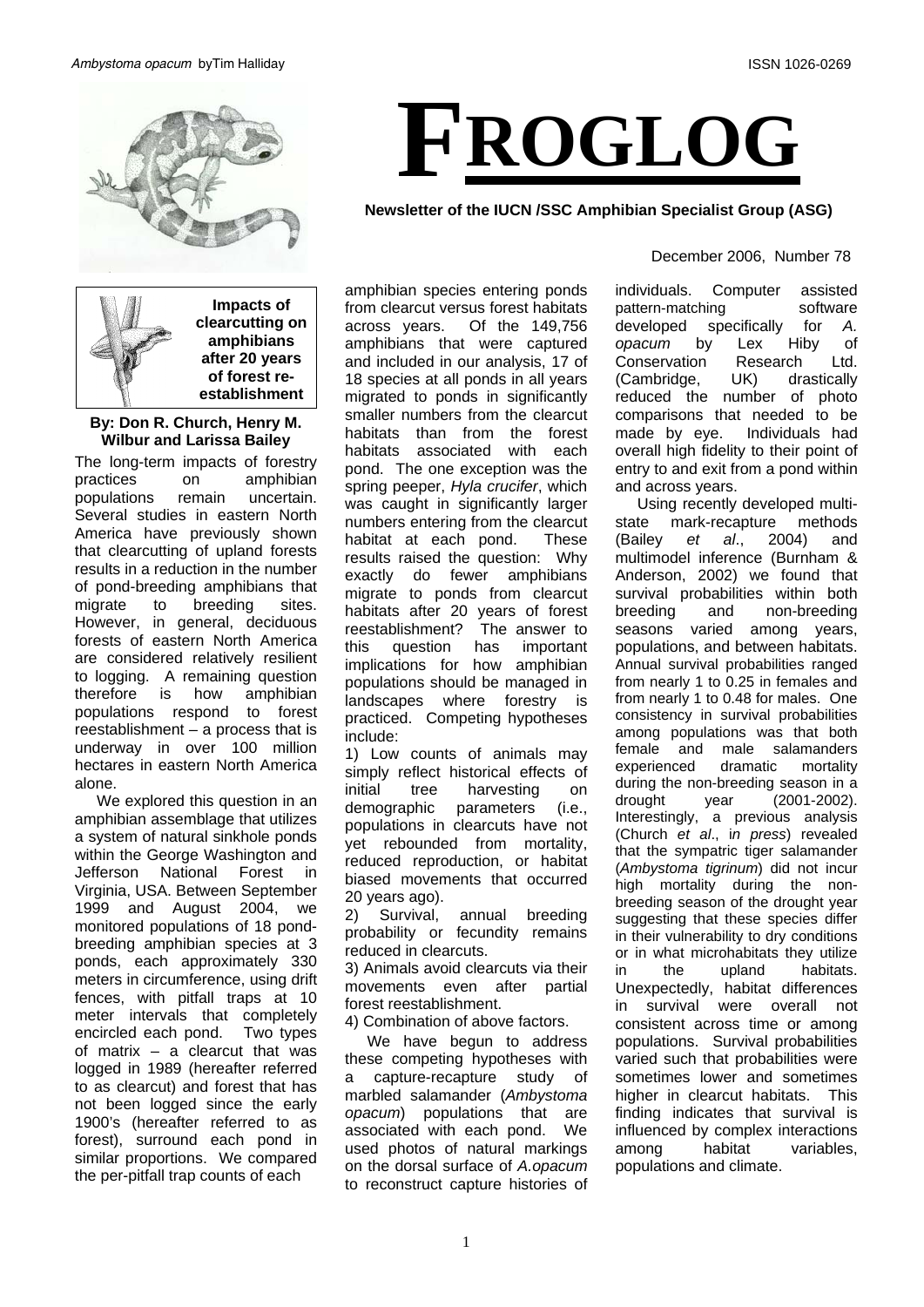*Ambystoma opacum* byTim Halliday

ISSN 1026-0269

# FROGLOG

**Newsletter of the IUCN /SSC Amphibian Specialist Group (ASG)**

December 2006, Number 78

## Impacts of clearcutting on amphibians after 20 years of forest re-establishment

**By: Don R. Church, Henry M. Wilbur and Larissa Bailey**

The long-term impacts of forestry practices on amphibian populations remain uncertain. Several studies in eastern North America have previously shown that clearcutting of upland forests results in a reduction in the number of pond-breeding amphibians that migrate to breeding sites. However, in general, deciduous forests of eastern North America are considered relatively resilient to logging. A remaining question therefore is how amphibian populations respond to forest reestablishment – a process that is underway in over 100 million hectares in eastern North America alone.

We explored this question in an amphibian assemblage that utilizes a system of natural sinkhole ponds within the George Washington and Jefferson National Forest in Virginia, USA. Between September 1999 and August 2004, we monitored populations of 18 pond-breeding amphibian species at 3 ponds, each approximately 330 meters in circumference, using drift fences, with pitfall traps at 10 meter intervals that completely encircled each pond. Two types of matrix – a clearcut that was logged in 1989 (hereafter referred to as clearcut) and forest that has not been logged since the early 1900's (hereafter referred to as forest), surround each pond in similar proportions. We compared the per-pitfall trap counts of each amphibian species entering ponds from clearcut versus forest habitats across years. Of the 149,756 amphibians that were captured and included in our analysis, 17 of 18 species at all ponds in all years migrated to ponds in significantly smaller numbers from the clearcut habitats than from the forest habitats associated with each pond. The one exception was the spring peeper, *Hyla crucifer*, which was caught in significantly larger numbers entering from the clearcut habitat at each pond. These results raised the question: Why exactly do fewer amphibians migrate to ponds from clearcut habitats after 20 years of forest reestablishment? The answer to this question has important implications for how amphibian populations should be managed in landscapes where forestry is practiced. Competing hypotheses include:

1) Low counts of animals may simply reflect historical effects of initial tree harvesting on demographic parameters (i.e., populations in clearcuts have not yet rebounded from mortality, reduced reproduction, or habitat biased movements that occurred 20 years ago).

2) Survival, annual breeding probability or fecundity remains reduced in clearcuts.

3) Animals avoid clearcuts via their movements even after partial forest reestablishment.

4) Combination of above factors.

We have begun to address these competing hypotheses with a capture-recapture study of marbled salamander (*Ambystoma opacum*) populations that are associated with each pond. We used photos of natural markings on the dorsal surface of *A.opacum* to reconstruct capture histories of individuals. Computer assisted pattern-matching software developed specifically for *A. opacum* by Lex Hiby of Conservation Research Ltd. (Cambridge, UK) drastically reduced the number of photo comparisons that needed to be made by eye. Individuals had overall high fidelity to their point of entry to and exit from a pond within and across years.

Using recently developed multi-state mark-recapture methods (Bailey *et al*., 2004) and multimodel inference (Burnham & Anderson, 2002) we found that survival probabilities within both breeding and non-breeding seasons varied among years, populations, and between habitats. Annual survival probabilities ranged from nearly 1 to 0.25 in females and from nearly 1 to 0.48 for males. One consistency in survival probabilities among populations was that both female and male salamanders experienced dramatic mortality during the non-breeding season in a drought year (2001-2002). Interestingly, a previous analysis (Church *et al*., *in press*) revealed that the sympatric tiger salamander (*Ambystoma tigrinum*) did not incur high mortality during the non-breeding season of the drought year suggesting that these species differ in their vulnerability to dry conditions or in what microhabitats they utilize in the upland habitats. Unexpectedly, habitat differences in survival were overall not consistent across time or among populations. Survival probabilities varied such that probabilities were sometimes lower and sometimes higher in clearcut habitats. This finding indicates that survival is influenced by complex interactions among habitat variables, populations and climate.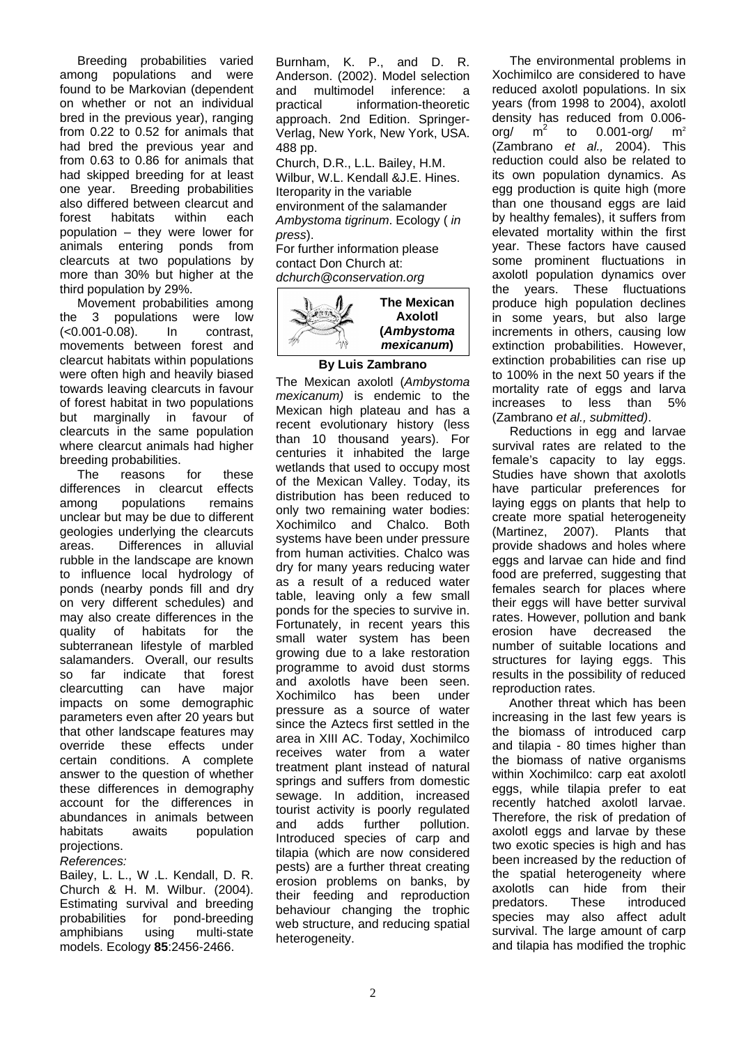Breeding probabilities varied among populations and were found to be Markovian (dependent on whether or not an individual bred in the previous year), ranging from 0.22 to 0.52 for animals that had bred the previous year and from 0.63 to 0.86 for animals that had skipped breeding for at least one year. Breeding probabilities also differed between clearcut and forest habitats within each population – they were lower for animals entering ponds from clearcuts at two populations by more than 30% but higher at the third population by 29%.

Movement probabilities among the 3 populations were low (<0.001-0.08). In contrast, movements between forest and clearcut habitats within populations were often high and heavily biased towards leaving clearcuts in favour of forest habitat in two populations but marginally in favour of clearcuts in the same population where clearcut animals had higher breeding probabilities.

The reasons for these differences in clearcut effects among populations remains unclear but may be due to different geologies underlying the clearcuts areas. Differences in alluvial rubble in the landscape are known to influence local hydrology of ponds (nearby ponds fill and dry on very different schedules) and may also create differences in the quality of habitats for the subterranean lifestyle of marbled salamanders. Overall, our results so far indicate that forest clearcutting can have major impacts on some demographic parameters even after 20 years but that other landscape features may override these effects under certain conditions. A complete answer to the question of whether these differences in demography account for the differences in abundances in animals between habitats awaits population projections.

*References:*

Bailey, L. L., W .L. Kendall, D. R. Church & H. M. Wilbur. (2004). Estimating survival and breeding probabilities for pond-breeding amphibians using multi-state models. Ecology **85**:2456-2466.

Burnham, K. P., and D. R. Anderson. (2002). Model selection and multimodel inference: a practical information-theoretic approach. 2nd Edition. Springer-Verlag, New York, New York, USA. 488 pp.

Church, D.R., L.L. Bailey, H.M. Wilbur, W.L. Kendall &J.E. Hines. Iteroparity in the variable environment of the salamander *Ambystoma tigrinum*. Ecology ( *in press*).

For further information please contact Don Church at: *dchurch@conservation.org*

## The Mexican Axolotl (*Ambystoma mexicanum*)

**By Luis Zambrano**

The Mexican axolotl (*Ambystoma mexicanum)* is endemic to the Mexican high plateau and has a recent evolutionary history (less than 10 thousand years). For centuries it inhabited the large wetlands that used to occupy most of the Mexican Valley. Today, its distribution has been reduced to only two remaining water bodies: Xochimilco and Chalco. Both systems have been under pressure from human activities. Chalco was dry for many years reducing water as a result of a reduced water table, leaving only a few small ponds for the species to survive in. Fortunately, in recent years this small water system has been growing due to a lake restoration programme to avoid dust storms and axolotls have been seen. Xochimilco has been under pressure as a source of water since the Aztecs first settled in the area in XIII AC. Today, Xochimilco receives water from a water treatment plant instead of natural springs and suffers from domestic sewage. In addition, increased tourist activity is poorly regulated and adds further pollution. Introduced species of carp and tilapia (which are now considered pests) are a further threat creating erosion problems on banks, by their feeding and reproduction behaviour changing the trophic web structure, and reducing spatial heterogeneity.

The environmental problems in Xochimilco are considered to have reduced axolotl populations. In six years (from 1998 to 2004), axolotl density has reduced from 0.006-org/ $m^2$ to 0.001-org/ $m^2$ (Zambrano *et al.,* 2004). This reduction could also be related to its own population dynamics. As egg production is quite high (more than one thousand eggs are laid by healthy females), it suffers from elevated mortality within the first year. These factors have caused some prominent fluctuations in axolotl population dynamics over the years. These fluctuations produce high population declines in some years, but also large increments in others, causing low extinction probabilities. However, extinction probabilities can rise up to 100% in the next 50 years if the mortality rate of eggs and larva increases to less than 5% (Zambrano *et al., submitted)*.

Reductions in egg and larvae survival rates are related to the female's capacity to lay eggs. Studies have shown that axolotls have particular preferences for laying eggs on plants that help to create more spatial heterogeneity (Martinez, 2007). Plants that provide shadows and holes where eggs and larvae can hide and find food are preferred, suggesting that females search for places where their eggs will have better survival rates. However, pollution and bank erosion have decreased the number of suitable locations and structures for laying eggs. This results in the possibility of reduced reproduction rates.

Another threat which has been increasing in the last few years is the biomass of introduced carp and tilapia - 80 times higher than the biomass of native organisms within Xochimilco: carp eat axolotl eggs, while tilapia prefer to eat recently hatched axolotl larvae. Therefore, the risk of predation of axolotl eggs and larvae by these two exotic species is high and has been increased by the reduction of the spatial heterogeneity where axolotls can hide from their predators. These introduced species may also affect adult survival. The large amount of carp and tilapia has modified the trophic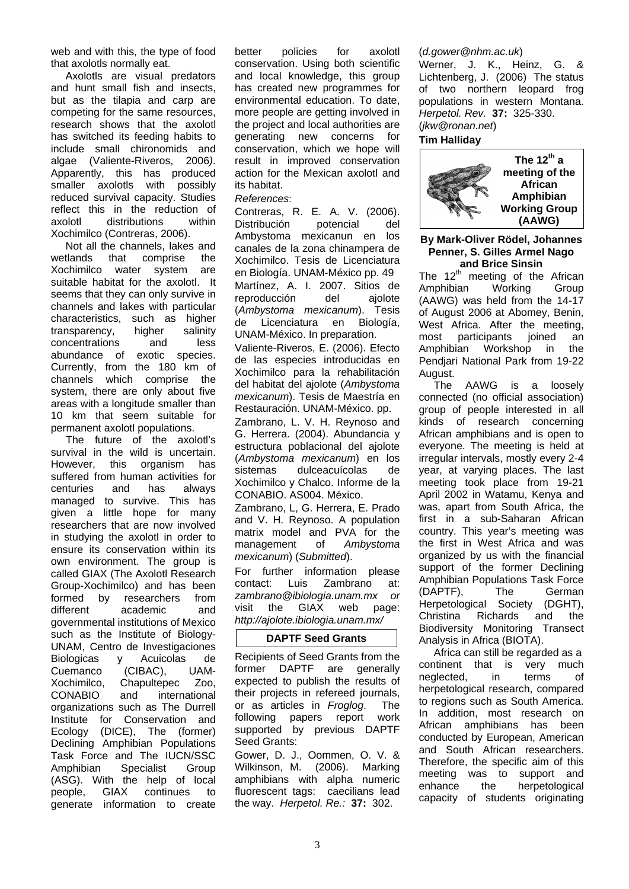web and with this, the type of food that axolotls normally eat.

Axolotls are visual predators and hunt small fish and insects, but as the tilapia and carp are competing for the same resources, research shows that the axolotl has switched its feeding habits to include small chironomids and algae (Valiente-Riveros, 2006). Apparently, this has produced smaller axolotls with possibly reduced survival capacity. Studies reflect this in the reduction of axolotl distributions within Xochimilco (Contreras, 2006).

Not all the channels, lakes and wetlands that comprise the Xochimilco water system are suitable habitat for the axolotl. It seems that they can only survive in channels and lakes with particular characteristics, such as higher transparency, higher salinity concentrations and less abundance of exotic species. Currently, from the 180 km of channels which comprise the system, there are only about five areas with a longitude smaller than 10 km that seem suitable for permanent axolotl populations.

The future of the axolotl's survival in the wild is uncertain. However, this organism has suffered from human activities for centuries and has always managed to survive. This has given a little hope for many researchers that are now involved in studying the axolotl in order to ensure its conservation within its own environment. The group is called GIAX (The Axolotl Research Group-Xochimilco) and has been formed by researchers from different academic and governmental institutions of Mexico such as the Institute of Biology-UNAM, Centro de Investigaciones Biologicas y Acuicolas de Cuemanco (CIBAC), UAM-Xochimilco, Chapultepec Zoo, CONABIO and international organizations such as The Durrell Institute for Conservation and Ecology (DICE), The (former) Declining Amphibian Populations Task Force and The IUCN/SSC Amphibian Specialist Group (ASG). With the help of local people, GIAX continues to generate information to create better policies for axolotl conservation. Using both scientific and local knowledge, this group has created new programmes for environmental education. To date, more people are getting involved in the project and local authorities are generating new concerns for conservation, which we hope will result in improved conservation action for the Mexican axolotl and its habitat.

*References*:

Contreras, R. E. A. V. (2006). Distribución potencial del Ambystoma mexicanun en los canales de la zona chinampera de Xochimilco. Tesis de Licenciatura en Biología. UNAM-México pp. 49

Martínez, A. I. 2007. Sitios de reproducción del ajolote (*Ambystoma mexicanum*). Tesis de Licenciatura en Biología, UNAM-México. In preparation.

Valiente-Riveros, E. (2006). Efecto de las especies introducidas en Xochimilco para la rehabilitación del habitat del ajolote (*Ambystoma mexicanum*). Tesis de Maestría en Restauración. UNAM-México. pp.

Zambrano, L. V. H. Reynoso and G. Herrera. (2004). Abundancia y estructura poblacional del ajolote (*Ambystoma mexicanum*) en los sistemas dulceacuícolas de Xochimilco y Chalco. Informe de la CONABIO. AS004. México.

Zambrano, L, G. Herrera, E. Prado and V. H. Reynoso. A population matrix model and PVA for the management of *Ambystoma mexicanum*) (*Submitted*).

For further information please contact: Luis Zambrano at: *zambrano@ibiologia.unam.mx or* visit the GIAX web page: *http://ajolote.ibiologia.unam.mx/*

## DAPTF Seed Grants

Recipients of Seed Grants from the former DAPTF are generally expected to publish the results of their projects in refereed journals, or as articles in *Froglog*. The following papers report work supported by previous DAPTF Seed Grants:

Gower, D. J., Oommen, O. V. & Wilkinson, M. (2006). Marking amphibians with alpha numeric fluorescent tags: caecilians lead the way. *Herpetol. Re.:* **37:** 302. (*d.gower@nhm.ac.uk*)

Werner, J. K., Heinz, G. & Lichtenberg, J. (2006) The status of two northern leopard frog populations in western Montana. *Herpetol. Rev.* **37:** 325-330. (*jkw@ronan.net*)

**Tim Halliday**

## The 12th a meeting of the African Amphibian Working Group (AAWG)

**By Mark-Oliver Rödel, Johannes Penner, S. Gilles Armel Nago and Brice Sinsin**

The 12th meeting of the African Amphibian Working Group (AAWG) was held from the 14-17 of August 2006 at Abomey, Benin, West Africa. After the meeting, most participants joined an Amphibian Workshop in the Pendjari National Park from 19-22 August.

The AAWG is a loosely connected (no official association) group of people interested in all kinds of research concerning African amphibians and is open to everyone. The meeting is held at irregular intervals, mostly every 2-4 year, at varying places. The last meeting took place from 19-21 April 2002 in Watamu, Kenya and was, apart from South Africa, the first in a sub-Saharan African country. This year's meeting was the first in West Africa and was organized by us with the financial support of the former Declining Amphibian Populations Task Force (DAPTF), The German Herpetological Society (DGHT), Christina Richards and the Biodiversity Monitoring Transect Analysis in Africa (BIOTA).

Africa can still be regarded as a continent that is very much neglected, in terms of herpetological research, compared to regions such as South America. In addition, most research on African amphibians has been conducted by European, American and South African researchers. Therefore, the specific aim of this meeting was to support and enhance the herpetological capacity of students originating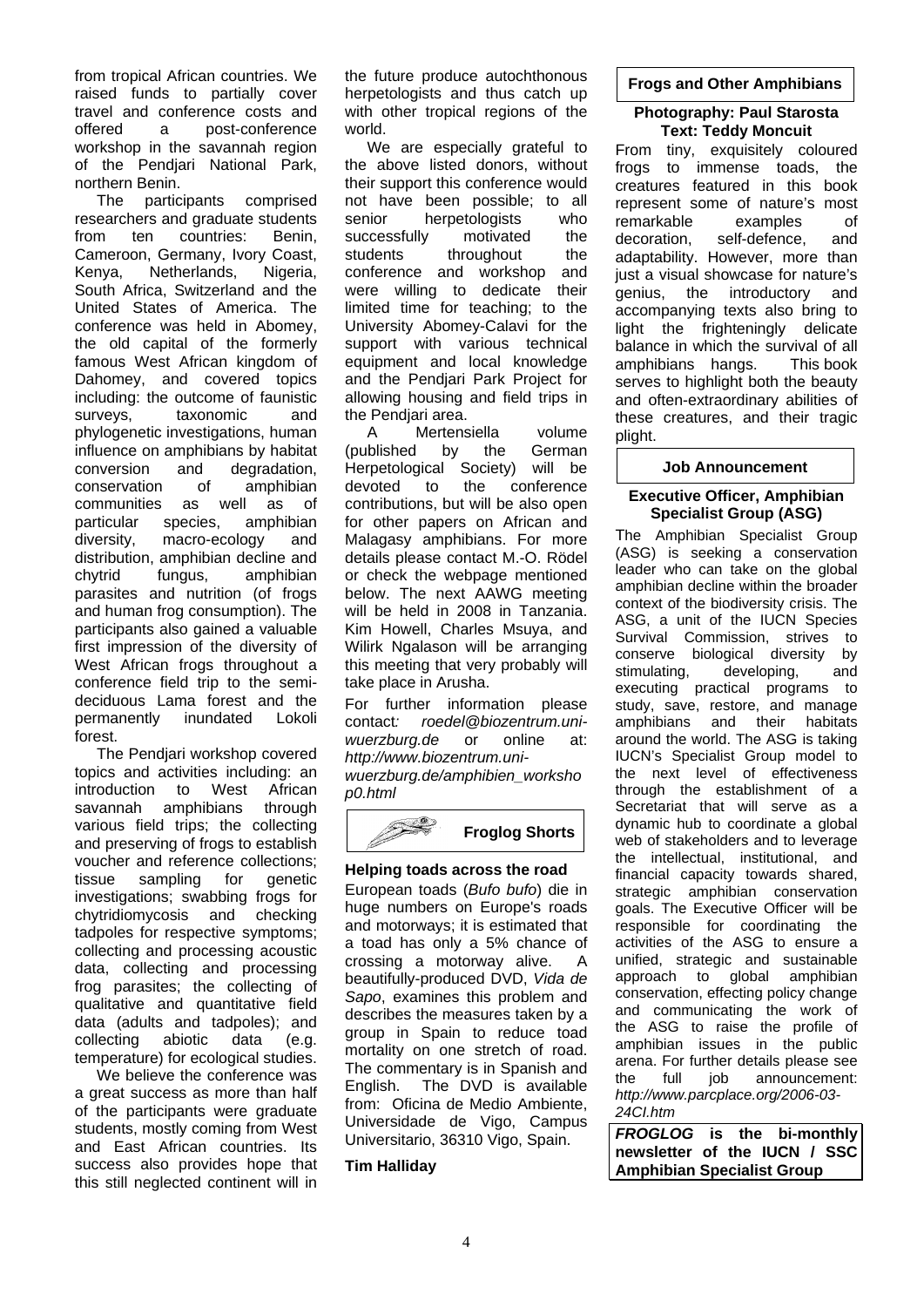from tropical African countries. We raised funds to partially cover travel and conference costs and offered a post-conference workshop in the savannah region of the Pendjari National Park, northern Benin.

The participants comprised researchers and graduate students from ten countries: Benin, Cameroon, Germany, Ivory Coast, Kenya, Netherlands, Nigeria, South Africa, Switzerland and the United States of America. The conference was held in Abomey, the old capital of the formerly famous West African kingdom of Dahomey, and covered topics including: the outcome of faunistic surveys, taxonomic and phylogenetic investigations, human influence on amphibians by habitat conversion and degradation, conservation of amphibian communities as well as of particular species, amphibian diversity, macro-ecology and distribution, amphibian decline and chytrid fungus, amphibian parasites and nutrition (of frogs and human frog consumption). The participants also gained a valuable first impression of the diversity of West African frogs throughout a conference field trip to the semi-deciduous Lama forest and the permanently inundated Lokoli forest.

The Pendjari workshop covered topics and activities including: an introduction to West African savannah amphibians through various field trips; the collecting and preserving of frogs to establish voucher and reference collections; tissue sampling for genetic investigations; swabbing frogs for chytridiomycosis and checking tadpoles for respective symptoms; collecting and processing acoustic data, collecting and processing frog parasites; the collecting of qualitative and quantitative field data (adults and tadpoles); and collecting abiotic data (e.g. temperature) for ecological studies.

We believe the conference was a great success as more than half of the participants were graduate students, mostly coming from West and East African countries. Its success also provides hope that this still neglected continent will in the future produce autochthonous herpetologists and thus catch up with other tropical regions of the world.

We are especially grateful to the above listed donors, without their support this conference would not have been possible; to all senior herpetologists who successfully motivated the students throughout the conference and workshop and were willing to dedicate their limited time for teaching; to the University Abomey-Calavi for the support with various technical equipment and local knowledge and the Pendjari Park Project for allowing housing and field trips in the Pendjari area.

A Mertensiella volume (published by the German Herpetological Society) will be devoted to the conference contributions, but will be also open for other papers on African and Malagasy amphibians. For more details please contact M.-O. Rödel or check the webpage mentioned below. The next AAWG meeting will be held in 2008 in Tanzania. Kim Howell, Charles Msuya, and Wilirk Ngalason will be arranging this meeting that very probably will take place in Arusha.

For further information please contact: *roedel@biozentrum.uni-wuerzburg.de* or online at: *http://www.biozentrum.uni-wuerzburg.de/amphibien_workshop0.html*

## Froglog Shorts

### Helping toads across the road

European toads (*Bufo bufo*) die in huge numbers on Europe's roads and motorways; it is estimated that a toad has only a 5% chance of crossing a motorway alive. A beautifully-produced DVD, *Vida de Sapo*, examines this problem and describes the measures taken by a group in Spain to reduce toad mortality on one stretch of road. The commentary is in Spanish and English. The DVD is available from: Oficina de Medio Ambiente, Universidade de Vigo, Campus Universitario, 36310 Vigo, Spain.

**Tim Halliday**

## Frogs and Other Amphibians

**Photography: Paul Starosta**
**Text: Teddy Moncuit**

From tiny, exquisitely coloured frogs to immense toads, the creatures featured in this book represent some of nature's most remarkable examples of decoration, self-defence, and adaptability. However, more than just a visual showcase for nature's genius, the introductory and accompanying texts also bring to light the frighteningly delicate balance in which the survival of all amphibians hangs. This book serves to highlight both the beauty and often-extraordinary abilities of these creatures, and their tragic plight.

## Job Announcement

### Executive Officer, Amphibian Specialist Group (ASG)

The Amphibian Specialist Group (ASG) is seeking a conservation leader who can take on the global amphibian decline within the broader context of the biodiversity crisis. The ASG, a unit of the IUCN Species Survival Commission, strives to conserve biological diversity by stimulating, developing, and executing practical programs to study, save, restore, and manage amphibians and their habitats around the world. The ASG is taking IUCN's Specialist Group model to the next level of effectiveness through the establishment of a Secretariat that will serve as a dynamic hub to coordinate a global web of stakeholders and to leverage the intellectual, institutional, and financial capacity towards shared, strategic amphibian conservation goals. The Executive Officer will be responsible for coordinating the activities of the ASG to ensure a unified, strategic and sustainable approach to global amphibian conservation, effecting policy change and communicating the work of the ASG to raise the profile of amphibian issues in the public arena. For further details please see the full job announcement: *http://www.parcplace.org/2006-03-24CI.htm*

***FROGLOG* is the bi-monthly newsletter of the IUCN / SSC Amphibian Specialist Group**